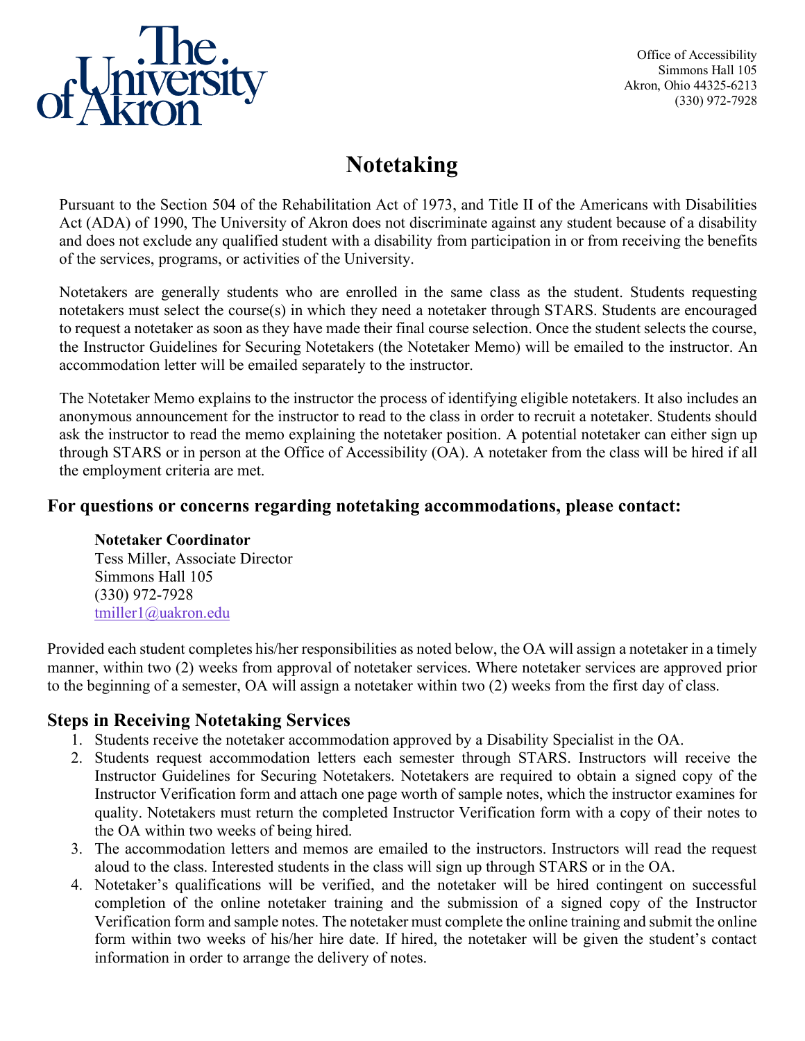Office of Accessibility
Simmons Hall 105
Akron, Ohio 44325-6213
(330) 972-7928

# Notetaking

Pursuant to the Section 504 of the Rehabilitation Act of 1973, and Title II of the Americans with Disabilities Act (ADA) of 1990, The University of Akron does not discriminate against any student because of a disability and does not exclude any qualified student with a disability from participation in or from receiving the benefits of the services, programs, or activities of the University.

Notetakers are generally students who are enrolled in the same class as the student. Students requesting notetakers must select the course(s) in which they need a notetaker through STARS. Students are encouraged to request a notetaker as soon as they have made their final course selection. Once the student selects the course, the Instructor Guidelines for Securing Notetakers (the Notetaker Memo) will be emailed to the instructor. An accommodation letter will be emailed separately to the instructor.

The Notetaker Memo explains to the instructor the process of identifying eligible notetakers. It also includes an anonymous announcement for the instructor to read to the class in order to recruit a notetaker. Students should ask the instructor to read the memo explaining the notetaker position. A potential notetaker can either sign up through STARS or in person at the Office of Accessibility (OA). A notetaker from the class will be hired if all the employment criteria are met.

## For questions or concerns regarding notetaking accommodations, please contact:

**Notetaker Coordinator**
Tess Miller, Associate Director
Simmons Hall 105
(330) 972-7928
tmiller1@uakron.edu

Provided each student completes his/her responsibilities as noted below, the OA will assign a notetaker in a timely manner, within two (2) weeks from approval of notetaker services. Where notetaker services are approved prior to the beginning of a semester, OA will assign a notetaker within two (2) weeks from the first day of class.

## Steps in Receiving Notetaking Services

1. Students receive the notetaker accommodation approved by a Disability Specialist in the OA.
2. Students request accommodation letters each semester through STARS. Instructors will receive the Instructor Guidelines for Securing Notetakers. Notetakers are required to obtain a signed copy of the Instructor Verification form and attach one page worth of sample notes, which the instructor examines for quality. Notetakers must return the completed Instructor Verification form with a copy of their notes to the OA within two weeks of being hired.
3. The accommodation letters and memos are emailed to the instructors. Instructors will read the request aloud to the class. Interested students in the class will sign up through STARS or in the OA.
4. Notetaker's qualifications will be verified, and the notetaker will be hired contingent on successful completion of the online notetaker training and the submission of a signed copy of the Instructor Verification form and sample notes. The notetaker must complete the online training and submit the online form within two weeks of his/her hire date. If hired, the notetaker will be given the student's contact information in order to arrange the delivery of notes.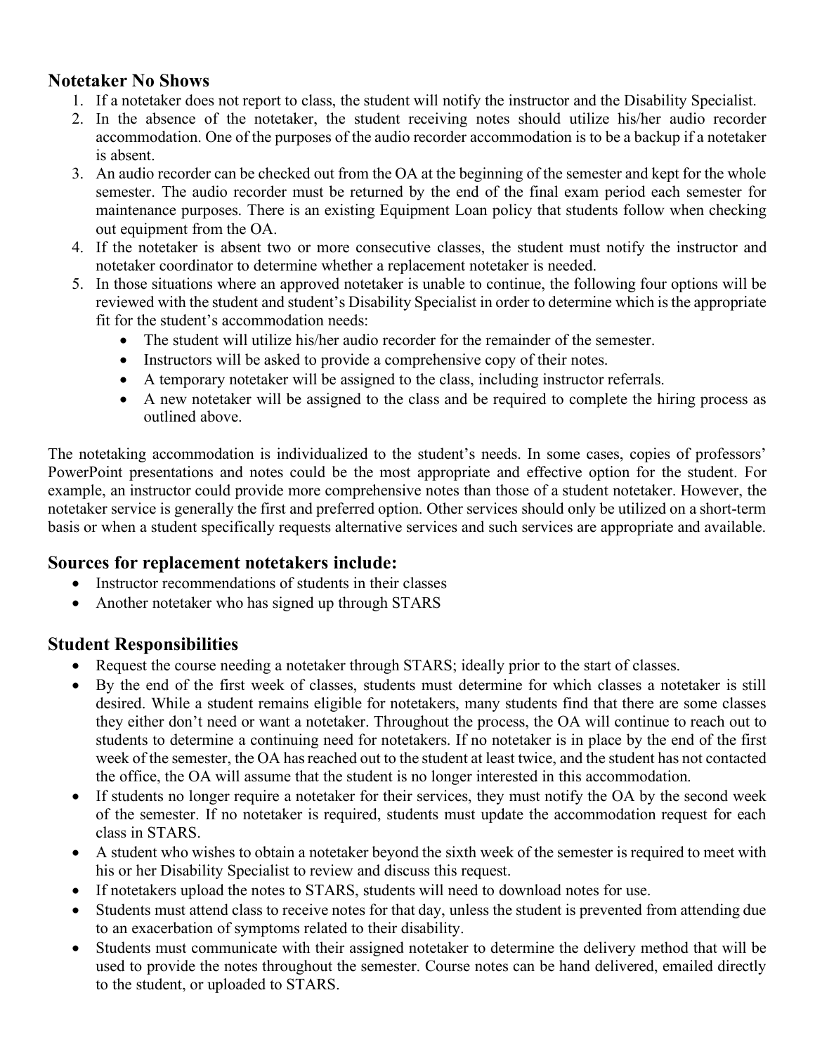## Notetaker No Shows

1. If a notetaker does not report to class, the student will notify the instructor and the Disability Specialist.
2. In the absence of the notetaker, the student receiving notes should utilize his/her audio recorder accommodation. One of the purposes of the audio recorder accommodation is to be a backup if a notetaker is absent.
3. An audio recorder can be checked out from the OA at the beginning of the semester and kept for the whole semester. The audio recorder must be returned by the end of the final exam period each semester for maintenance purposes. There is an existing Equipment Loan policy that students follow when checking out equipment from the OA.
4. If the notetaker is absent two or more consecutive classes, the student must notify the instructor and notetaker coordinator to determine whether a replacement notetaker is needed.
5. In those situations where an approved notetaker is unable to continue, the following four options will be reviewed with the student and student's Disability Specialist in order to determine which is the appropriate fit for the student's accommodation needs:
   - The student will utilize his/her audio recorder for the remainder of the semester.
   - Instructors will be asked to provide a comprehensive copy of their notes.
   - A temporary notetaker will be assigned to the class, including instructor referrals.
   - A new notetaker will be assigned to the class and be required to complete the hiring process as outlined above.

The notetaking accommodation is individualized to the student's needs. In some cases, copies of professors' PowerPoint presentations and notes could be the most appropriate and effective option for the student. For example, an instructor could provide more comprehensive notes than those of a student notetaker. However, the notetaker service is generally the first and preferred option. Other services should only be utilized on a short-term basis or when a student specifically requests alternative services and such services are appropriate and available.

## Sources for replacement notetakers include:

- Instructor recommendations of students in their classes
- Another notetaker who has signed up through STARS

## Student Responsibilities

- Request the course needing a notetaker through STARS; ideally prior to the start of classes.
- By the end of the first week of classes, students must determine for which classes a notetaker is still desired. While a student remains eligible for notetakers, many students find that there are some classes they either don't need or want a notetaker. Throughout the process, the OA will continue to reach out to students to determine a continuing need for notetakers. If no notetaker is in place by the end of the first week of the semester, the OA has reached out to the student at least twice, and the student has not contacted the office, the OA will assume that the student is no longer interested in this accommodation.
- If students no longer require a notetaker for their services, they must notify the OA by the second week of the semester. If no notetaker is required, students must update the accommodation request for each class in STARS.
- A student who wishes to obtain a notetaker beyond the sixth week of the semester is required to meet with his or her Disability Specialist to review and discuss this request.
- If notetakers upload the notes to STARS, students will need to download notes for use.
- Students must attend class to receive notes for that day, unless the student is prevented from attending due to an exacerbation of symptoms related to their disability.
- Students must communicate with their assigned notetaker to determine the delivery method that will be used to provide the notes throughout the semester. Course notes can be hand delivered, emailed directly to the student, or uploaded to STARS.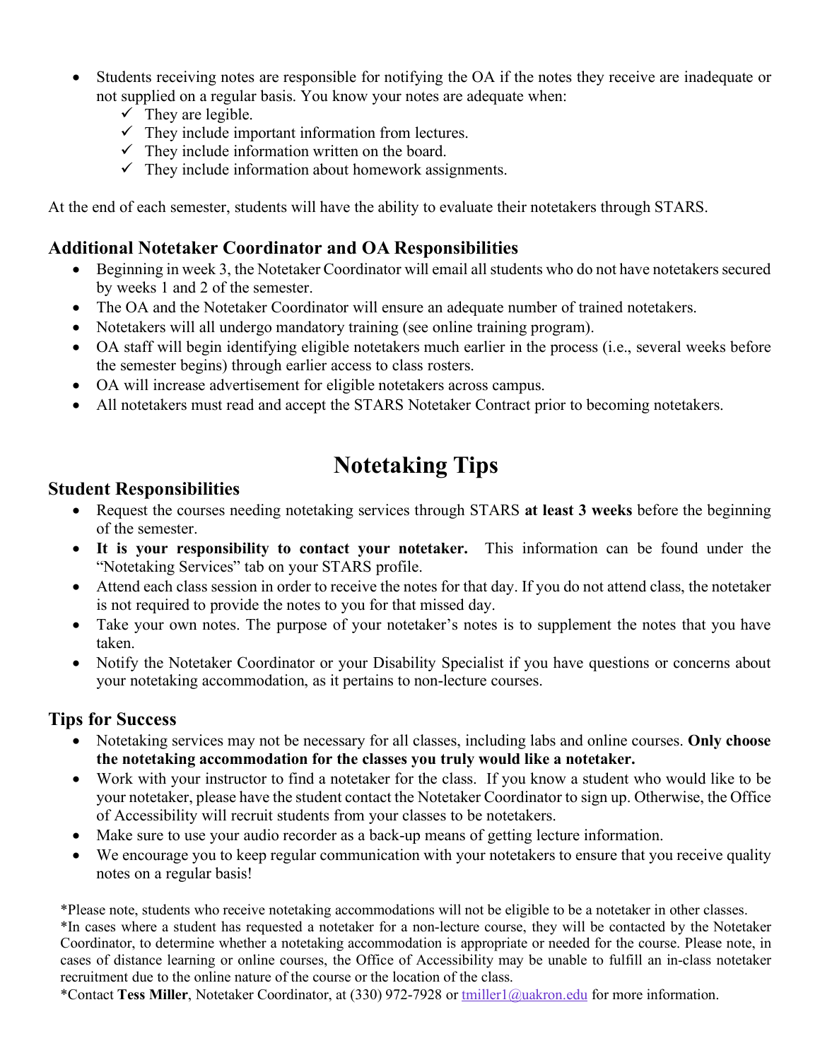- Students receiving notes are responsible for notifying the OA if the notes they receive are inadequate or not supplied on a regular basis. You know your notes are adequate when:
  - ✓ They are legible.
  - ✓ They include important information from lectures.
  - ✓ They include information written on the board.
  - ✓ They include information about homework assignments.

At the end of each semester, students will have the ability to evaluate their notetakers through STARS.

### Additional Notetaker Coordinator and OA Responsibilities

- Beginning in week 3, the Notetaker Coordinator will email all students who do not have notetakers secured by weeks 1 and 2 of the semester.
- The OA and the Notetaker Coordinator will ensure an adequate number of trained notetakers.
- Notetakers will all undergo mandatory training (see online training program).
- OA staff will begin identifying eligible notetakers much earlier in the process (i.e., several weeks before the semester begins) through earlier access to class rosters.
- OA will increase advertisement for eligible notetakers across campus.
- All notetakers must read and accept the STARS Notetaker Contract prior to becoming notetakers.

## Notetaking Tips

### Student Responsibilities

- Request the courses needing notetaking services through STARS **at least 3 weeks** before the beginning of the semester.
- **It is your responsibility to contact your notetaker.** This information can be found under the "Notetaking Services" tab on your STARS profile.
- Attend each class session in order to receive the notes for that day. If you do not attend class, the notetaker is not required to provide the notes to you for that missed day.
- Take your own notes. The purpose of your notetaker's notes is to supplement the notes that you have taken.
- Notify the Notetaker Coordinator or your Disability Specialist if you have questions or concerns about your notetaking accommodation, as it pertains to non-lecture courses.

### Tips for Success

- Notetaking services may not be necessary for all classes, including labs and online courses. **Only choose the notetaking accommodation for the classes you truly would like a notetaker.**
- Work with your instructor to find a notetaker for the class. If you know a student who would like to be your notetaker, please have the student contact the Notetaker Coordinator to sign up. Otherwise, the Office of Accessibility will recruit students from your classes to be notetakers.
- Make sure to use your audio recorder as a back-up means of getting lecture information.
- We encourage you to keep regular communication with your notetakers to ensure that you receive quality notes on a regular basis!

*Please note, students who receive notetaking accommodations will not be eligible to be a notetaker in other classes.
*In cases where a student has requested a notetaker for a non-lecture course, they will be contacted by the Notetaker Coordinator, to determine whether a notetaking accommodation is appropriate or needed for the course. Please note, in cases of distance learning or online courses, the Office of Accessibility may be unable to fulfill an in-class notetaker recruitment due to the online nature of the course or the location of the class.
*Contact **Tess Miller**, Notetaker Coordinator, at (330) 972-7928 or tmiller1@uakron.edu for more information.